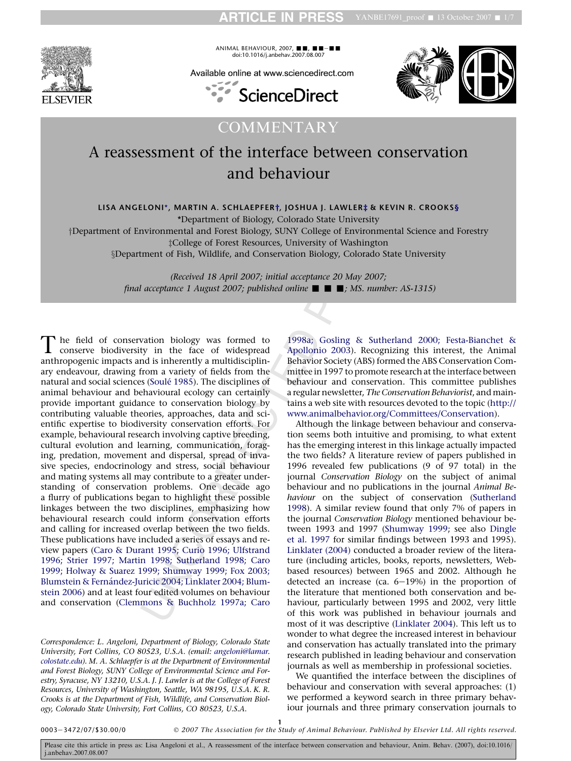COMMENTARY

# A reassessment of the interface between conservation and behaviour

**LISA ANGELONI\*, MARTIN A. SCHLAEPFER†, JOSHUA J. LAWLER‡ & KEVIN R. CROOKS§**

\*Department of Biology, Colorado State University
†Department of Environmental and Forest Biology, SUNY College of Environmental Science and Forestry
‡College of Forest Resources, University of Washington
§Department of Fish, Wildlife, and Conservation Biology, Colorado State University

*(Received 18 April 2007; initial acceptance 20 May 2007; final acceptance 1 August 2007; published online ■ ■ ■; MS. number: AS-1315)*

The field of conservation biology was formed to conserve biodiversity in the face of widespread anthropogenic impacts and is inherently a multidisciplinary endeavour, drawing from a variety of fields from the natural and social sciences (Soulé 1985). The disciplines of animal behaviour and behavioural ecology can certainly provide important guidance to conservation biology by contributing valuable theories, approaches, data and scientific expertise to biodiversity conservation efforts. For example, behavioural research involving captive breeding, cultural evolution and learning, communication, foraging, predation, movement and dispersal, spread of invasive species, endocrinology and stress, social behaviour and mating systems all may contribute to a greater understanding of conservation problems. One decade ago a flurry of publications began to highlight these possible linkages between the two disciplines, emphasizing how behavioural research could inform conservation efforts and calling for increased overlap between the two fields. These publications have included a series of essays and review papers (Caro & Durant 1995; Curio 1996; Ulfstrand 1996; Strier 1997; Martin 1998; Sutherland 1998; Caro 1999; Holway & Suarez 1999; Shumway 1999; Fox 2003; Blumstein & Fernández-Juricic 2004; Linklater 2004; Blumstein 2006) and at least four edited volumes on behaviour and conservation (Clemmons & Buchholz 1997a; Caro 1998a; Gosling & Sutherland 2000; Festa-Bianchet & Apollonio 2003). Recognizing this interest, the Animal Behavior Society (ABS) formed the ABS Conservation Committee in 1997 to promote research at the interface between behaviour and conservation. This committee publishes a regular newsletter, *The Conservation Behaviorist*, and maintains a web site with resources devoted to the topic (http://www.animalbehavior.org/Committees/Conservation).

Although the linkage between behaviour and conservation seems both intuitive and promising, to what extent has the emerging interest in this linkage actually impacted the two fields? A literature review of papers published in 1996 revealed few publications (9 of 97 total) in the journal *Conservation Biology* on the subject of animal behaviour and no publications in the journal *Animal Behaviour* on the subject of conservation (Sutherland 1998). A similar review found that only 7% of papers in the journal *Conservation Biology* mentioned behaviour between 1993 and 1997 (Shumway 1999; see also Dingle et al. 1997 for similar findings between 1993 and 1995). Linklater (2004) conducted a broader review of the literature (including articles, books, reports, newsletters, Web-based resources) between 1965 and 2002. Although he detected an increase (ca. 6–19%) in the proportion of the literature that mentioned both conservation and behaviour, particularly between 1995 and 2002, very little of this work was published in behaviour journals and most of it was descriptive (Linklater 2004). This left us to wonder to what degree the increased interest in behaviour and conservation has actually translated into the primary research published in leading behaviour and conservation journals as well as membership in professional societies.

We quantified the interface between the disciplines of behaviour and conservation with several approaches: (1) we performed a keyword search in three primary behaviour journals and three primary conservation journals to

*Correspondence: L. Angeloni, Department of Biology, Colorado State University, Fort Collins, CO 80523, U.S.A. (email: angeloni@lamar.colostate.edu). M. A. Schlaepfer is at the Department of Environmental and Forest Biology, SUNY College of Environmental Science and Forestry, Syracuse, NY 13210, U.S.A. J. J. Lawler is at the College of Forest Resources, University of Washington, Seattle, WA 98195, U.S.A. K. R. Crooks is at the Department of Fish, Wildlife, and Conservation Biology, Colorado State University, Fort Collins, CO 80523, U.S.A.*

0003–3472/07/$30.00/0 © 2007 The Association for the Study of Animal Behaviour. Published by Elsevier Ltd. All rights reserved.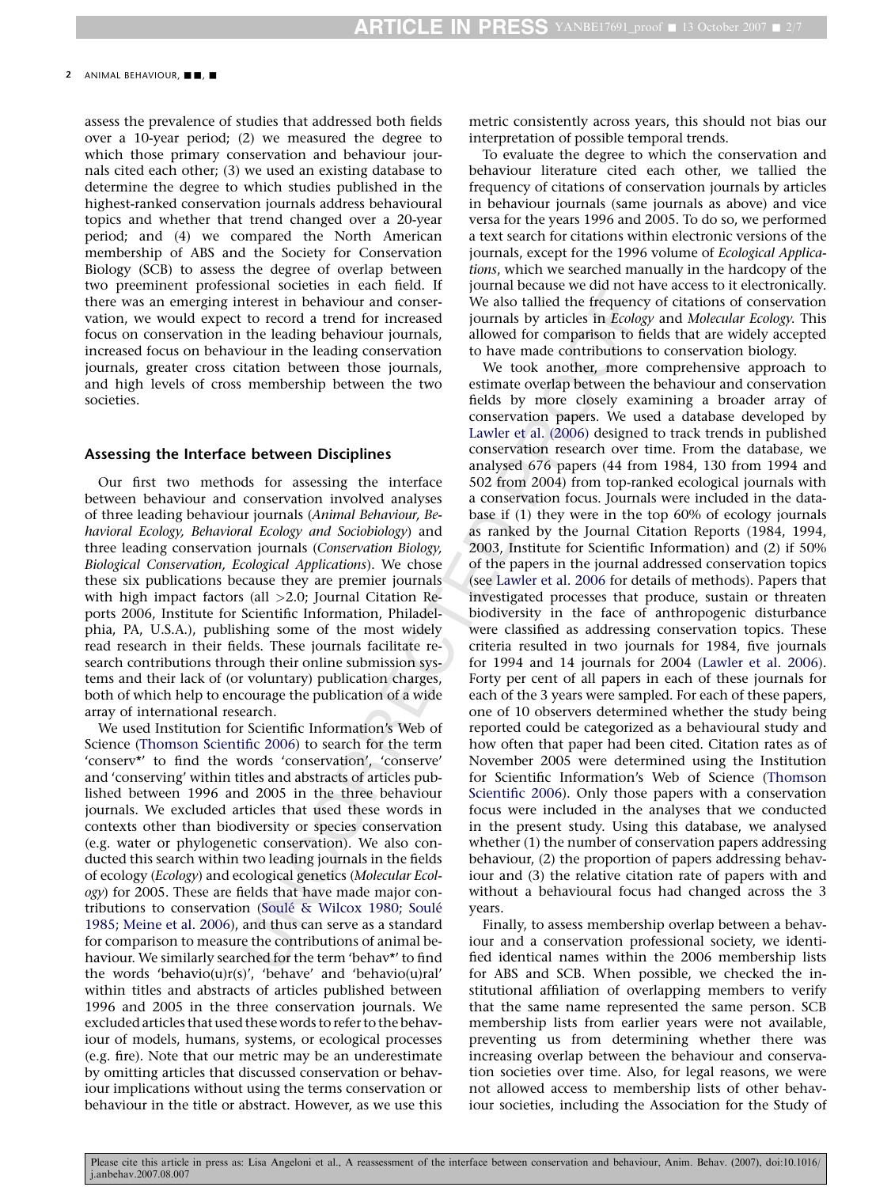assess the prevalence of studies that addressed both fields over a 10-year period; (2) we measured the degree to which those primary conservation and behaviour journals cited each other; (3) we used an existing database to determine the degree to which studies published in the highest-ranked conservation journals address behavioural topics and whether that trend changed over a 20-year period; and (4) we compared the North American membership of ABS and the Society for Conservation Biology (SCB) to assess the degree of overlap between two preeminent professional societies in each field. If there was an emerging interest in behaviour and conservation, we would expect to record a trend for increased focus on conservation in the leading behaviour journals, increased focus on behaviour in the leading conservation journals, greater cross citation between those journals, and high levels of cross membership between the two societies.

## Assessing the Interface between Disciplines

Our first two methods for assessing the interface between behaviour and conservation involved analyses of three leading behaviour journals (*Animal Behaviour, Behavioral Ecology, Behavioral Ecology and Sociobiology*) and three leading conservation journals (*Conservation Biology, Biological Conservation, Ecological Applications*). We chose these six publications because they are premier journals with high impact factors (all >2.0; Journal Citation Reports 2006, Institute for Scientific Information, Philadelphia, PA, U.S.A.), publishing some of the most widely read research in their fields. These journals facilitate research contributions through their online submission systems and their lack of (or voluntary) publication charges, both of which help to encourage the publication of a wide array of international research.

We used Institution for Scientific Information's Web of Science (Thomson Scientific 2006) to search for the term 'conserv*' to find the words 'conservation', 'conserve' and 'conserving' within titles and abstracts of articles published between 1996 and 2005 in the three behaviour journals. We excluded articles that used these words in contexts other than biodiversity or species conservation (e.g. water or phylogenetic conservation). We also conducted this search within two leading journals in the fields of ecology (*Ecology*) and ecological genetics (*Molecular Ecology*) for 2005. These are fields that have made major contributions to conservation (Soulé & Wilcox 1980; Soulé 1985; Meine et al. 2006), and thus can serve as a standard for comparison to measure the contributions of animal behaviour. We similarly searched for the term 'behav*' to find the words 'behavio(u)r(s)', 'behave' and 'behavio(u)ral' within titles and abstracts of articles published between 1996 and 2005 in the three conservation journals. We excluded articles that used these words to refer to the behaviour of models, humans, systems, or ecological processes (e.g. fire). Note that our metric may be an underestimate by omitting articles that discussed conservation or behaviour implications without using the terms conservation or behaviour in the title or abstract. However, as we use this metric consistently across years, this should not bias our interpretation of possible temporal trends.

To evaluate the degree to which the conservation and behaviour literature cited each other, we tallied the frequency of citations of conservation journals by articles in behaviour journals (same journals as above) and vice versa for the years 1996 and 2005. To do so, we performed a text search for citations within electronic versions of the journals, except for the 1996 volume of *Ecological Applications*, which we searched manually in the hardcopy of the journal because we did not have access to it electronically. We also tallied the frequency of citations of conservation journals by articles in *Ecology* and *Molecular Ecology*. This allowed for comparison to fields that are widely accepted to have made contributions to conservation biology.

We took another, more comprehensive approach to estimate overlap between the behaviour and conservation fields by more closely examining a broader array of conservation papers. We used a database developed by Lawler et al. (2006) designed to track trends in published conservation research over time. From the database, we analysed 676 papers (44 from 1984, 130 from 1994 and 502 from 2004) from top-ranked ecological journals with a conservation focus. Journals were included in the database if (1) they were in the top 60% of ecology journals as ranked by the Journal Citation Reports (1984, 1994, 2003, Institute for Scientific Information) and (2) if 50% of the papers in the journal addressed conservation topics (see Lawler et al. 2006 for details of methods). Papers that investigated processes that produce, sustain or threaten biodiversity in the face of anthropogenic disturbance were classified as addressing conservation topics. These criteria resulted in two journals for 1984, five journals for 1994 and 14 journals for 2004 (Lawler et al. 2006). Forty per cent of all papers in each of these journals for each of the 3 years were sampled. For each of these papers, one of 10 observers determined whether the study being reported could be categorized as a behavioural study and how often that paper had been cited. Citation rates as of November 2005 were determined using the Institution for Scientific Information's Web of Science (Thomson Scientific 2006). Only those papers with a conservation focus were included in the analyses that we conducted in the present study. Using this database, we analysed whether (1) the number of conservation papers addressing behaviour, (2) the proportion of papers addressing behaviour and (3) the relative citation rate of papers with and without a behavioural focus had changed across the 3 years.

Finally, to assess membership overlap between a behaviour and a conservation professional society, we identified identical names within the 2006 membership lists for ABS and SCB. When possible, we checked the institutional affiliation of overlapping members to verify that the same name represented the same person. SCB membership lists from earlier years were not available, preventing us from determining whether there was increasing overlap between the behaviour and conservation societies over time. Also, for legal reasons, we were not allowed access to membership lists of other behaviour societies, including the Association for the Study of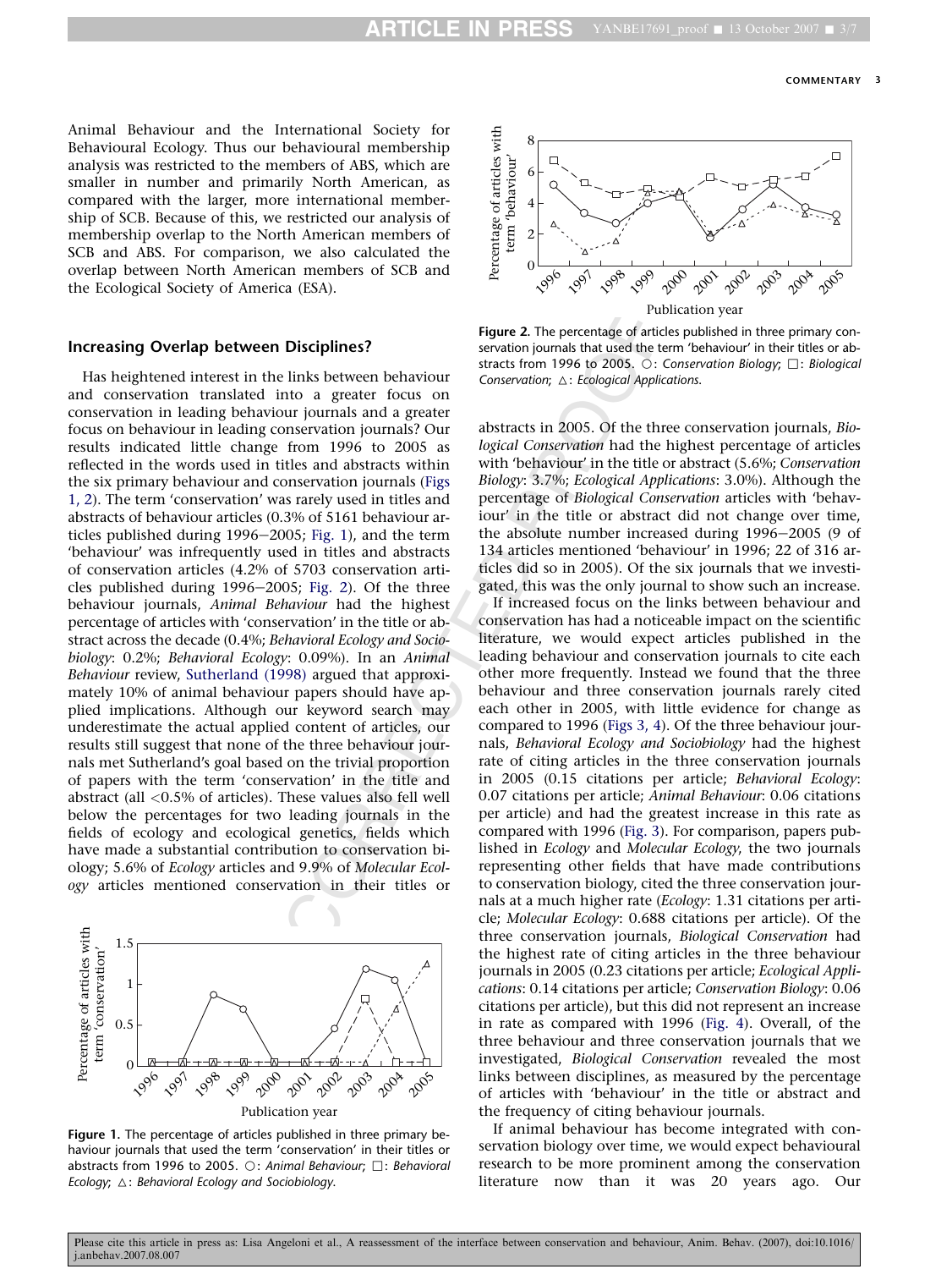Animal Behaviour and the International Society for Behavioural Ecology. Thus our behavioural membership analysis was restricted to the members of ABS, which are smaller in number and primarily North American, as compared with the larger, more international membership of SCB. Because of this, we restricted our analysis of membership overlap to the North American members of SCB and ABS. For comparison, we also calculated the overlap between North American members of SCB and the Ecological Society of America (ESA).

## Increasing Overlap between Disciplines?

Has heightened interest in the links between behaviour and conservation translated into a greater focus on conservation in leading behaviour journals and a greater focus on behaviour in leading conservation journals? Our results indicated little change from 1996 to 2005 as reflected in the words used in titles and abstracts within the six primary behaviour and conservation journals (Figs 1, 2). The term 'conservation' was rarely used in titles and abstracts of behaviour articles (0.3% of 5161 behaviour articles published during 1996–2005; Fig. 1), and the term 'behaviour' was infrequently used in titles and abstracts of conservation articles (4.2% of 5703 conservation articles published during 1996–2005; Fig. 2). Of the three behaviour journals, *Animal Behaviour* had the highest percentage of articles with 'conservation' in the title or abstract across the decade (0.4%; *Behavioral Ecology and Sociobiology*: 0.2%; *Behavioral Ecology*: 0.09%). In an *Animal Behaviour* review, Sutherland (1998) argued that approximately 10% of animal behaviour papers should have applied implications. Although our keyword search may underestimate the actual applied content of articles, our results still suggest that none of the three behaviour journals met Sutherland's goal based on the trivial proportion of papers with the term 'conservation' in the title and abstract (all <0.5% of articles). These values also fell well below the percentages for two leading journals in the fields of ecology and ecological genetics, fields which have made a substantial contribution to conservation biology; 5.6% of *Ecology* articles and 9.9% of *Molecular Ecology* articles mentioned conservation in their titles or abstracts in 2005. Of the three conservation journals, *Biological Conservation* had the highest percentage of articles with 'behaviour' in the title or abstract (5.6%; *Conservation Biology*: 3.7%; *Ecological Applications*: 3.0%). Although the percentage of *Biological Conservation* articles with 'behaviour' in the title or abstract did not change over time, the absolute number increased during 1996–2005 (9 of 134 articles mentioned 'behaviour' in 1996; 22 of 316 articles did so in 2005). Of the six journals that we investigated, this was the only journal to show such an increase.

If increased focus on the links between behaviour and conservation has had a noticeable impact on the scientific literature, we would expect articles published in the leading behaviour and conservation journals to cite each other more frequently. Instead we found that the three behaviour and three conservation journals rarely cited each other in 2005, with little evidence for change as compared to 1996 (Figs 3, 4). Of the three behaviour journals, *Behavioral Ecology and Sociobiology* had the highest rate of citing articles in the three conservation journals in 2005 (0.15 citations per article; *Behavioral Ecology*: 0.07 citations per article; *Animal Behaviour*: 0.06 citations per article) and had the greatest increase in this rate as compared with 1996 (Fig. 3). For comparison, papers published in *Ecology* and *Molecular Ecology*, the two journals representing other fields that have made contributions to conservation biology, cited the three conservation journals at a much higher rate (*Ecology*: 1.31 citations per article; *Molecular Ecology*: 0.688 citations per article). Of the three conservation journals, *Biological Conservation* had the highest rate of citing articles in the three behaviour journals in 2005 (0.23 citations per article; *Ecological Applications*: 0.14 citations per article; *Conservation Biology*: 0.06 citations per article), but this did not represent an increase in rate as compared with 1996 (Fig. 4). Overall, of the three behaviour and three conservation journals that we investigated, *Biological Conservation* revealed the most links between disciplines, as measured by the percentage of articles with 'behaviour' in the title or abstract and the frequency of citing behaviour journals.

If animal behaviour has become integrated with conservation biology over time, we would expect behavioural research to be more prominent among the conservation literature now than it was 20 years ago. Our

**Figure 1.** The percentage of articles published in three primary behaviour journals that used the term 'conservation' in their titles or abstracts from 1996 to 2005. ○: *Animal Behaviour*; □: *Behavioral Ecology*; △: *Behavioral Ecology and Sociobiology*.

**Figure 2.** The percentage of articles published in three primary conservation journals that used the term 'behaviour' in their titles or abstracts from 1996 to 2005. ○: *Conservation Biology*; □: *Biological Conservation*; △: *Ecological Applications*.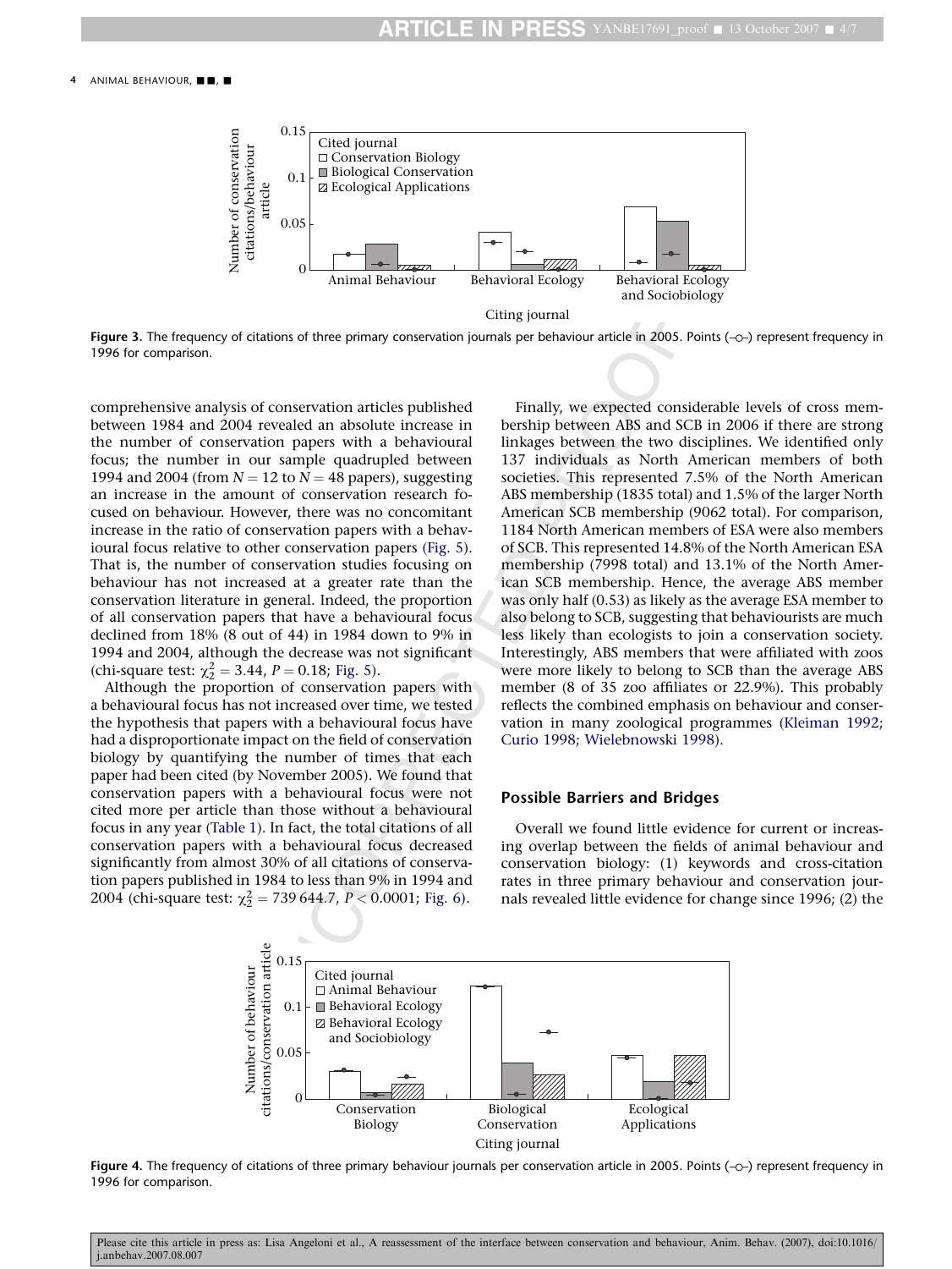Figure 3. The frequency of citations of three primary conservation journals per behaviour article in 2005. Points (–○–) represent frequency in 1996 for comparison.

comprehensive analysis of conservation articles published between 1984 and 2004 revealed an absolute increase in the number of conservation papers with a behavioural focus; the number in our sample quadrupled between 1994 and 2004 (from $N = 12$ to $N = 48$ papers), suggesting an increase in the amount of conservation research focused on behaviour. However, there was no concomitant increase in the ratio of conservation papers with a behavioural focus relative to other conservation papers (Fig. 5). That is, the number of conservation studies focusing on behaviour has not increased at a greater rate than the conservation literature in general. Indeed, the proportion of all conservation papers that have a behavioural focus declined from 18% (8 out of 44) in 1984 down to 9% in 1994 and 2004, although the decrease was not significant (chi-square test: $\chi^2_2 = 3.44$, $P = 0.18$; Fig. 5).

Although the proportion of conservation papers with a behavioural focus has not increased over time, we tested the hypothesis that papers with a behavioural focus have had a disproportionate impact on the field of conservation biology by quantifying the number of times that each paper had been cited (by November 2005). We found that conservation papers with a behavioural focus were not cited more per article than those without a behavioural focus in any year (Table 1). In fact, the total citations of all conservation papers with a behavioural focus decreased significantly from almost 30% of all citations of conservation papers published in 1984 to less than 9% in 1994 and 2004 (chi-square test: $\chi^2_2 = 739\,644.7$, $P < 0.0001$; Fig. 6).

Finally, we expected considerable levels of cross membership between ABS and SCB in 2006 if there are strong linkages between the two disciplines. We identified only 137 individuals as North American members of both societies. This represented 7.5% of the North American ABS membership (1835 total) and 1.5% of the larger North American SCB membership (9062 total). For comparison, 1184 North American members of ESA were also members of SCB. This represented 14.8% of the North American ESA membership (7998 total) and 13.1% of the North American SCB membership. Hence, the average ABS member was only half (0.53) as likely as the average ESA member to also belong to SCB, suggesting that behaviourists are much less likely than ecologists to join a conservation society. Interestingly, ABS members that were affiliated with zoos were more likely to belong to SCB than the average ABS member (8 of 35 zoo affiliates or 22.9%). This probably reflects the combined emphasis on behaviour and conservation in many zoological programmes (Kleiman 1992; Curio 1998; Wielebnowski 1998).

## Possible Barriers and Bridges

Overall we found little evidence for current or increasing overlap between the fields of animal behaviour and conservation biology: (1) keywords and cross-citation rates in three primary behaviour and conservation journals revealed little evidence for change since 1996; (2) the

Figure 4. The frequency of citations of three primary behaviour journals per conservation article in 2005. Points (–○–) represent frequency in 1996 for comparison.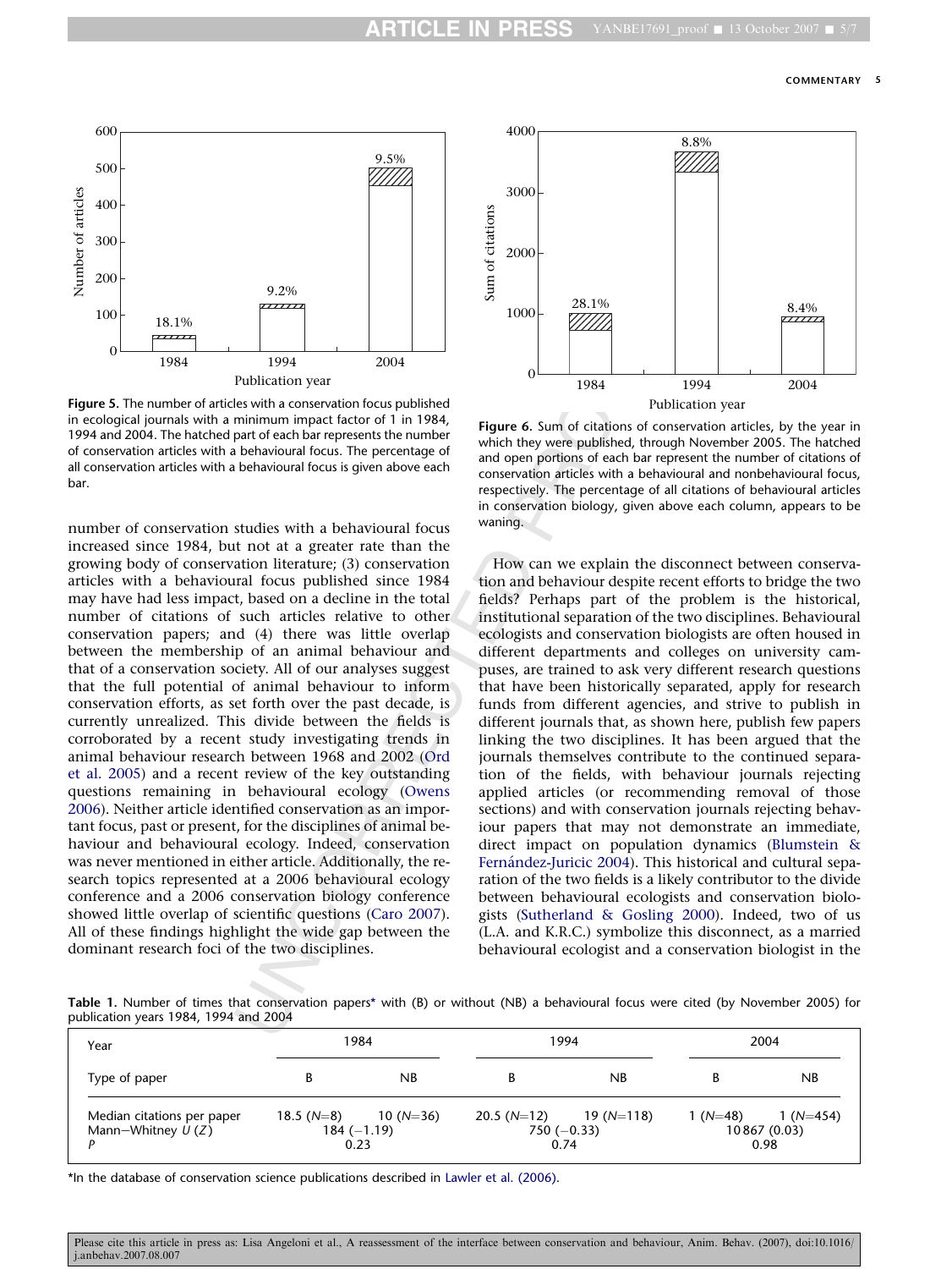Figure 5. The number of articles with a conservation focus published in ecological journals with a minimum impact factor of 1 in 1984, 1994 and 2004. The hatched part of each bar represents the number of conservation articles with a behavioural focus. The percentage of all conservation articles with a behavioural focus is given above each bar.

Figure 6. Sum of citations of conservation articles, by the year in which they were published, through November 2005. The hatched and open portions of each bar represent the number of citations of conservation articles with a behavioural and nonbehavioural focus, respectively. The percentage of all citations of behavioural articles in conservation biology, given above each column, appears to be waning.

number of conservation studies with a behavioural focus increased since 1984, but not at a greater rate than the growing body of conservation literature; (3) conservation articles with a behavioural focus published since 1984 may have had less impact, based on a decline in the total number of citations of such articles relative to other conservation papers; and (4) there was little overlap between the membership of an animal behaviour and that of a conservation society. All of our analyses suggest that the full potential of animal behaviour to inform conservation efforts, as set forth over the past decade, is currently unrealized. This divide between the fields is corroborated by a recent study investigating trends in animal behaviour research between 1968 and 2002 (Ord et al. 2005) and a recent review of the key outstanding questions remaining in behavioural ecology (Owens 2006). Neither article identified conservation as an important focus, past or present, for the disciplines of animal behaviour and behavioural ecology. Indeed, conservation was never mentioned in either article. Additionally, the research topics represented at a 2006 behavioural ecology conference and a 2006 conservation biology conference showed little overlap of scientific questions (Caro 2007). All of these findings highlight the wide gap between the dominant research foci of the two disciplines.

How can we explain the disconnect between conservation and behaviour despite recent efforts to bridge the two fields? Perhaps part of the problem is the historical, institutional separation of the two disciplines. Behavioural ecologists and conservation biologists are often housed in different departments and colleges on university campuses, are trained to ask very different research questions that have been historically separated, apply for research funds from different agencies, and strive to publish in different journals that, as shown here, publish few papers linking the two disciplines. It has been argued that the journals themselves contribute to the continued separation of the fields, with behaviour journals rejecting applied articles (or recommending removal of those sections) and with conservation journals rejecting behaviour papers that may not demonstrate an immediate, direct impact on population dynamics (Blumstein & Fernández-Juricic 2004). This historical and cultural separation of the two fields is a likely contributor to the divide between behavioural ecologists and conservation biologists (Sutherland & Gosling 2000). Indeed, two of us (L.A. and K.R.C.) symbolize this disconnect, as a married behavioural ecologist and a conservation biologist in the

Table 1. Number of times that conservation papers* with (B) or without (NB) a behavioural focus were cited (by November 2005) for publication years 1984, 1994 and 2004

| Year | 1984 | | 1994 | | 2004 | |
|---|---|---|---|---|---|---|
| Type of paper | B | NB | B | NB | B | NB |
| Median citations per paper | 18.5 ($N$=8) | 10 ($N$=36) | 20.5 ($N$=12) | 19 ($N$=118) | 1 ($N$=48) | 1 ($N$=454) |
| Mann–Whitney $U$ ($Z$) | 184 (−1.19) | | 750 (−0.33) | | 10867 (0.03) | |
| $P$ | 0.23 | | 0.74 | | 0.98 | |

*In the database of conservation science publications described in Lawler et al. (2006).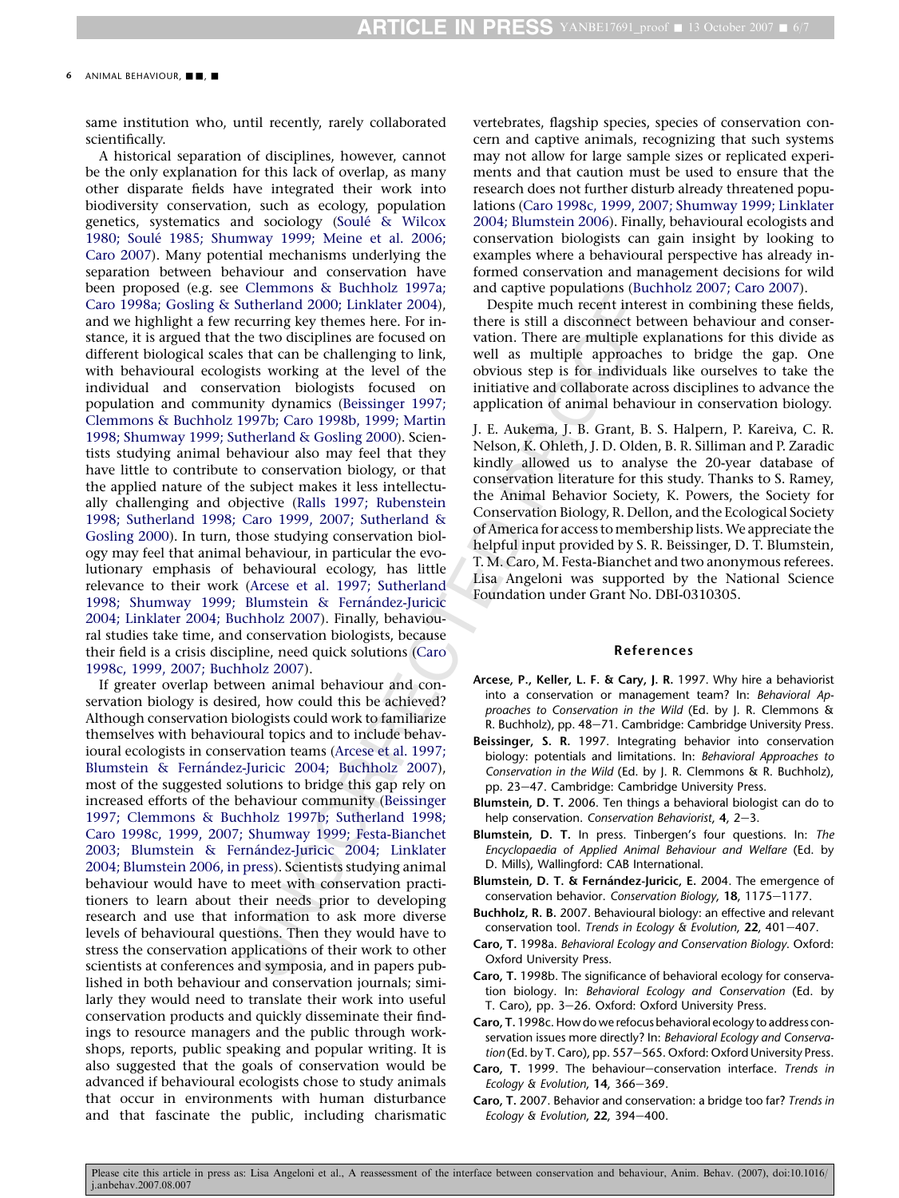same institution who, until recently, rarely collaborated scientifically.

A historical separation of disciplines, however, cannot be the only explanation for this lack of overlap, as many other disparate fields have integrated their work into biodiversity conservation, such as ecology, population genetics, systematics and sociology (Soulé & Wilcox 1980; Soulé 1985; Shumway 1999; Meine et al. 2006; Caro 2007). Many potential mechanisms underlying the separation between behaviour and conservation have been proposed (e.g. see Clemmons & Buchholz 1997a; Caro 1998a; Gosling & Sutherland 2000; Linklater 2004), and we highlight a few recurring key themes here. For instance, it is argued that the two disciplines are focused on different biological scales that can be challenging to link, with behavioural ecologists working at the level of the individual and conservation biologists focused on population and community dynamics (Beissinger 1997; Clemmons & Buchholz 1997b; Caro 1998b, 1999; Martin 1998; Shumway 1999; Sutherland & Gosling 2000). Scientists studying animal behaviour also may feel that they have little to contribute to conservation biology, or that the applied nature of the subject makes it less intellectually challenging and objective (Ralls 1997; Rubenstein 1998; Sutherland 1998; Caro 1999, 2007; Sutherland & Gosling 2000). In turn, those studying conservation biology may feel that animal behaviour, in particular the evolutionary emphasis of behavioural ecology, has little relevance to their work (Arcese et al. 1997; Sutherland 1998; Shumway 1999; Blumstein & Fernández-Juricic 2004; Linklater 2004; Buchholz 2007). Finally, behavioural studies take time, and conservation biologists, because their field is a crisis discipline, need quick solutions (Caro 1998c, 1999, 2007; Buchholz 2007).

If greater overlap between animal behaviour and conservation biology is desired, how could this be achieved? Although conservation biologists could work to familiarize themselves with behavioural topics and to include behavioural ecologists in conservation teams (Arcese et al. 1997; Blumstein & Fernández-Juricic 2004; Buchholz 2007), most of the suggested solutions to bridge this gap rely on increased efforts of the behaviour community (Beissinger 1997; Clemmons & Buchholz 1997b; Sutherland 1998; Caro 1998c, 1999, 2007; Shumway 1999; Festa-Bianchet 2003; Blumstein & Fernández-Juricic 2004; Linklater 2004; Blumstein 2006, in press). Scientists studying animal behaviour would have to meet with conservation practitioners to learn about their needs prior to developing research and use that information to ask more diverse levels of behavioural questions. Then they would have to stress the conservation applications of their work to other scientists at conferences and symposia, and in papers published in both behaviour and conservation journals; similarly they would need to translate their work into useful conservation products and quickly disseminate their findings to resource managers and the public through workshops, reports, public speaking and popular writing. It is also suggested that the goals of conservation would be advanced if behavioural ecologists chose to study animals that occur in environments with human disturbance and that fascinate the public, including charismatic vertebrates, flagship species, species of conservation concern and captive animals, recognizing that such systems may not allow for large sample sizes or replicated experiments and that caution must be used to ensure that the research does not further disturb already threatened populations (Caro 1998c, 1999, 2007; Shumway 1999; Linklater 2004; Blumstein 2006). Finally, behavioural ecologists and conservation biologists can gain insight by looking to examples where a behavioural perspective has already informed conservation and management decisions for wild and captive populations (Buchholz 2007; Caro 2007).

Despite much recent interest in combining these fields, there is still a disconnect between behaviour and conservation. There are multiple explanations for this divide as well as multiple approaches to bridge the gap. One obvious step is for individuals like ourselves to take the initiative and collaborate across disciplines to advance the application of animal behaviour in conservation biology.

J. E. Aukema, J. B. Grant, B. S. Halpern, P. Kareiva, C. R. Nelson, K. Ohleth, J. D. Olden, B. R. Silliman and P. Zaradic kindly allowed us to analyse the 20-year database of conservation literature for this study. Thanks to S. Ramey, the Animal Behavior Society, K. Powers, the Society for Conservation Biology, R. Dellon, and the Ecological Society of America for access to membership lists. We appreciate the helpful input provided by S. R. Beissinger, D. T. Blumstein, T. M. Caro, M. Festa-Bianchet and two anonymous referees. Lisa Angeloni was supported by the National Science Foundation under Grant No. DBI-0310305.

## References

**Arcese, P., Keller, L. F. & Cary, J. R.** 1997. Why hire a behaviorist into a conservation or management team? In: *Behavioral Approaches to Conservation in the Wild* (Ed. by J. R. Clemmons & R. Buchholz), pp. 48–71. Cambridge: Cambridge University Press.

**Beissinger, S. R.** 1997. Integrating behavior into conservation biology: potentials and limitations. In: *Behavioral Approaches to Conservation in the Wild* (Ed. by J. R. Clemmons & R. Buchholz), pp. 23–47. Cambridge: Cambridge University Press.

**Blumstein, D. T.** 2006. Ten things a behavioral biologist can do to help conservation. *Conservation Behaviorist*, **4**, 2–3.

**Blumstein, D. T.** In press. Tinbergen's four questions. In: *The Encyclopaedia of Applied Animal Behaviour and Welfare* (Ed. by D. Mills), Wallingford: CAB International.

**Blumstein, D. T. & Fernández-Juricic, E.** 2004. The emergence of conservation behavior. *Conservation Biology*, **18**, 1175–1177.

**Buchholz, R. B.** 2007. Behavioural biology: an effective and relevant conservation tool. *Trends in Ecology & Evolution*, **22**, 401–407.

**Caro, T.** 1998a. *Behavioral Ecology and Conservation Biology*. Oxford: Oxford University Press.

**Caro, T.** 1998b. The significance of behavioral ecology for conservation biology. In: *Behavioral Ecology and Conservation* (Ed. by T. Caro), pp. 3–26. Oxford: Oxford University Press.

**Caro, T.** 1998c. How do we refocus behavioral ecology to address conservation issues more directly? In: *Behavioral Ecology and Conservation* (Ed. by T. Caro), pp. 557–565. Oxford: Oxford University Press.

**Caro, T.** 1999. The behaviour–conservation interface. *Trends in Ecology & Evolution*, **14**, 366–369.

**Caro, T.** 2007. Behavior and conservation: a bridge too far? *Trends in Ecology & Evolution*, **22**, 394–400.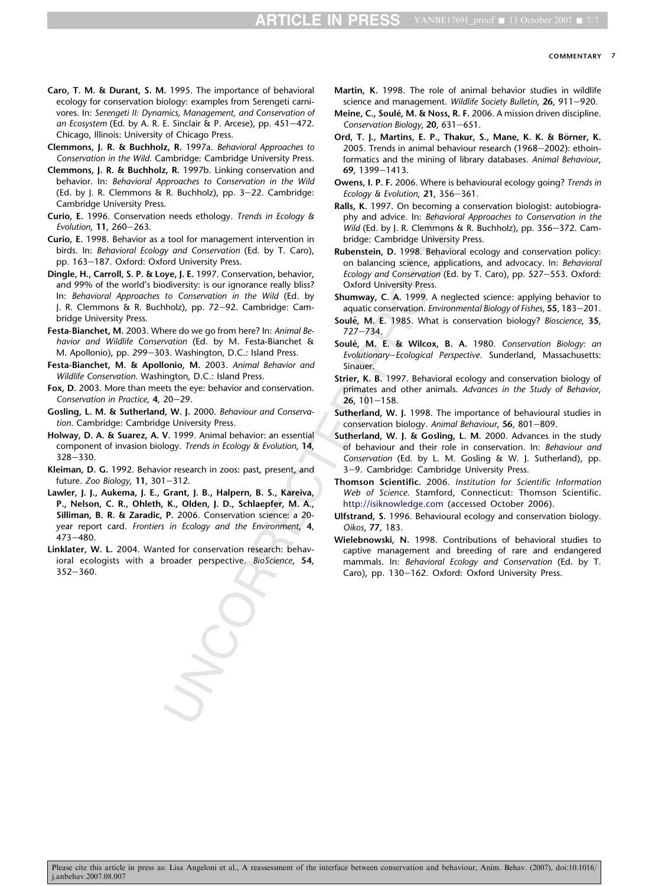**Caro, T. M. & Durant, S. M.** 1995. The importance of behavioral ecology for conservation biology: examples from Serengeti carnivores. In: *Serengeti II: Dynamics, Management, and Conservation of an Ecosystem* (Ed. by A. R. E. Sinclair & P. Arcese), pp. 451–472. Chicago, Illinois: University of Chicago Press.

**Clemmons, J. R. & Buchholz, R.** 1997a. *Behavioral Approaches to Conservation in the Wild.* Cambridge: Cambridge University Press.

**Clemmons, J. R. & Buchholz, R.** 1997b. Linking conservation and behavior. In: *Behavioral Approaches to Conservation in the Wild* (Ed. by J. R. Clemmons & R. Buchholz), pp. 3–22. Cambridge: Cambridge University Press.

**Curio, E.** 1996. Conservation needs ethology. *Trends in Ecology & Evolution*, **11**, 260–263.

**Curio, E.** 1998. Behavior as a tool for management intervention in birds. In: *Behavioral Ecology and Conservation* (Ed. by T. Caro), pp. 163–187. Oxford: Oxford University Press.

**Dingle, H., Carroll, S. P. & Loye, J. E.** 1997. Conservation, behavior, and 99% of the world's biodiversity: is our ignorance really bliss? In: *Behavioral Approaches to Conservation in the Wild* (Ed. by J. R. Clemmons & R. Buchholz), pp. 72–92. Cambridge: Cambridge University Press.

**Festa-Bianchet, M.** 2003. Where do we go from here? In: *Animal Behavior and Wildlife Conservation* (Ed. by M. Festa-Bianchet & M. Apollonio), pp. 299–303. Washington, D.C.: Island Press.

**Festa-Bianchet, M. & Apollonio, M.** 2003. *Animal Behavior and Wildlife Conservation.* Washington, D.C.: Island Press.

**Fox, D.** 2003. More than meets the eye: behavior and conservation. *Conservation in Practice*, **4**, 20–29.

**Gosling, L. M. & Sutherland, W. J.** 2000. *Behaviour and Conservation.* Cambridge: Cambridge University Press.

**Holway, D. A. & Suarez, A. V.** 1999. Animal behavior: an essential component of invasion biology. *Trends in Ecology & Evolution*, **14**, 328–330.

**Kleiman, D. G.** 1992. Behavior research in zoos: past, present, and future. *Zoo Biology*, **11**, 301–312.

**Lawler, J. J., Aukema, J. E., Grant, J. B., Halpern, B. S., Kareiva, P., Nelson, C. R., Ohleth, K., Olden, J. D., Schlaepfer, M. A., Silliman, B. R. & Zaradic, P.** 2006. Conservation science: a 20-year report card. *Frontiers in Ecology and the Environment*, **4**, 473–480.

**Linklater, W. L.** 2004. Wanted for conservation research: behavioral ecologists with a broader perspective. *BioScience*, **54**, 352–360.

**Martin, K.** 1998. The role of animal behavior studies in wildlife science and management. *Wildlife Society Bulletin*, **26**, 911–920.

**Meine, C., Soulé, M. & Noss, R. F.** 2006. A mission driven discipline. *Conservation Biology*, **20**, 631–651.

**Ord, T. J., Martins, E. P., Thakur, S., Mane, K. K. & Börner, K.** 2005. Trends in animal behaviour research (1968–2002): ethoinformatics and the mining of library databases. *Animal Behaviour*, **69**, 1399–1413.

**Owens, I. P. F.** 2006. Where is behavioural ecology going? *Trends in Ecology & Evolution*, **21**, 356–361.

**Ralls, K.** 1997. On becoming a conservation biologist: autobiography and advice. In: *Behavioral Approaches to Conservation in the Wild* (Ed. by J. R. Clemmons & R. Buchholz), pp. 356–372. Cambridge: Cambridge University Press.

**Rubenstein, D.** 1998. Behavioral ecology and conservation policy: on balancing science, applications, and advocacy. In: *Behavioral Ecology and Conservation* (Ed. by T. Caro), pp. 527–553. Oxford: Oxford University Press.

**Shumway, C. A.** 1999. A neglected science: applying behavior to aquatic conservation. *Environmental Biology of Fishes*, **55**, 183–201.

**Soulé, M. E.** 1985. What is conservation biology? *Bioscience*, **35**, 727–734.

**Soulé, M. E. & Wilcox, B. A.** 1980. *Conservation Biology: an Evolutionary–Ecological Perspective.* Sunderland, Massachusetts: Sinauer.

**Strier, K. B.** 1997. Behavioral ecology and conservation biology of primates and other animals. *Advances in the Study of Behavior*, **26**, 101–158.

**Sutherland, W. J.** 1998. The importance of behavioural studies in conservation biology. *Animal Behaviour*, **56**, 801–809.

**Sutherland, W. J. & Gosling, L. M.** 2000. Advances in the study of behaviour and their role in conservation. In: *Behaviour and Conservation* (Ed. by L. M. Gosling & W. J. Sutherland), pp. 3–9. Cambridge: Cambridge University Press.

**Thomson Scientific.** 2006. *Institution for Scientific Information Web of Science.* Stamford, Connecticut: Thomson Scientific. http://isiknowledge.com (accessed October 2006).

**Ulfstrand, S.** 1996. Behavioural ecology and conservation biology. *Oikos*, **77**, 183.

**Wielebnowski, N.** 1998. Contributions of behavioral studies to captive management and breeding of rare and endangered mammals. In: *Behavioral Ecology and Conservation* (Ed. by T. Caro), pp. 130–162. Oxford: Oxford University Press.

Please cite this article in press as: Lisa Angeloni et al., A reassessment of the interface between conservation and behaviour, Anim. Behav. (2007), doi:10.1016/j.anbehav.2007.08.007